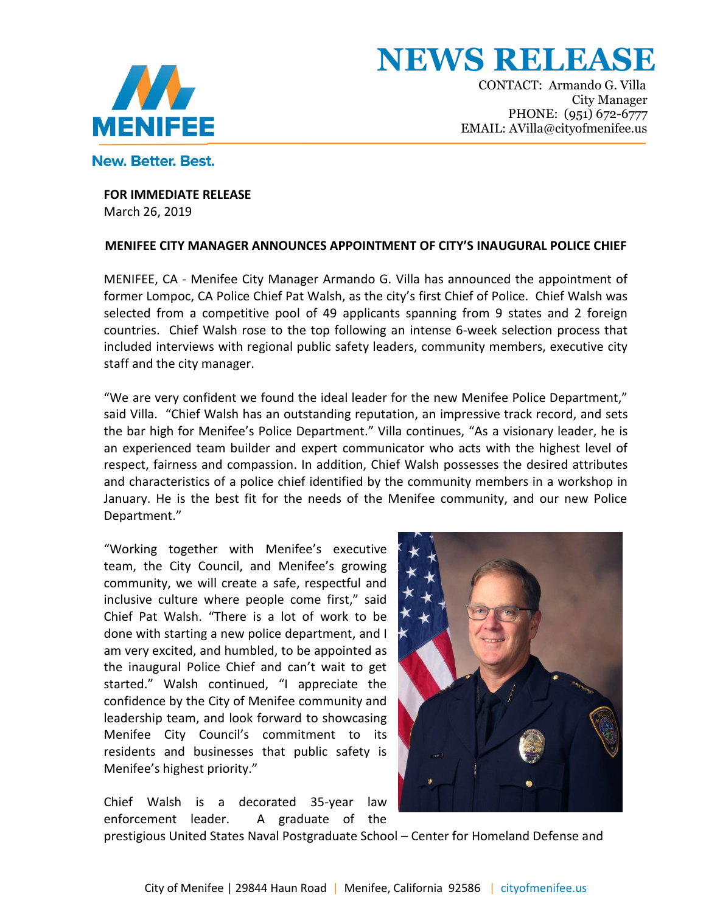# NEWS RELEASE

CONTACT: Armando G. Villa
City Manager
PHONE: (951) 672-6777
EMAIL: AVilla@cityofmenifee.us

MENIFEE
New. Better. Best.

**FOR IMMEDIATE RELEASE**
March 26, 2019

**MENIFEE CITY MANAGER ANNOUNCES APPOINTMENT OF CITY'S INAUGURAL POLICE CHIEF**

MENIFEE, CA - Menifee City Manager Armando G. Villa has announced the appointment of former Lompoc, CA Police Chief Pat Walsh, as the city's first Chief of Police. Chief Walsh was selected from a competitive pool of 49 applicants spanning from 9 states and 2 foreign countries. Chief Walsh rose to the top following an intense 6-week selection process that included interviews with regional public safety leaders, community members, executive city staff and the city manager.

"We are very confident we found the ideal leader for the new Menifee Police Department," said Villa. "Chief Walsh has an outstanding reputation, an impressive track record, and sets the bar high for Menifee's Police Department." Villa continues, "As a visionary leader, he is an experienced team builder and expert communicator who acts with the highest level of respect, fairness and compassion. In addition, Chief Walsh possesses the desired attributes and characteristics of a police chief identified by the community members in a workshop in January. He is the best fit for the needs of the Menifee community, and our new Police Department."

"Working together with Menifee's executive team, the City Council, and Menifee's growing community, we will create a safe, respectful and inclusive culture where people come first," said Chief Pat Walsh. "There is a lot of work to be done with starting a new police department, and I am very excited, and humbled, to be appointed as the inaugural Police Chief and can't wait to get started." Walsh continued, "I appreciate the confidence by the City of Menifee community and leadership team, and look forward to showcasing Menifee City Council's commitment to its residents and businesses that public safety is Menifee's highest priority."

Chief Walsh is a decorated 35-year law enforcement leader. A graduate of the prestigious United States Naval Postgraduate School – Center for Homeland Defense and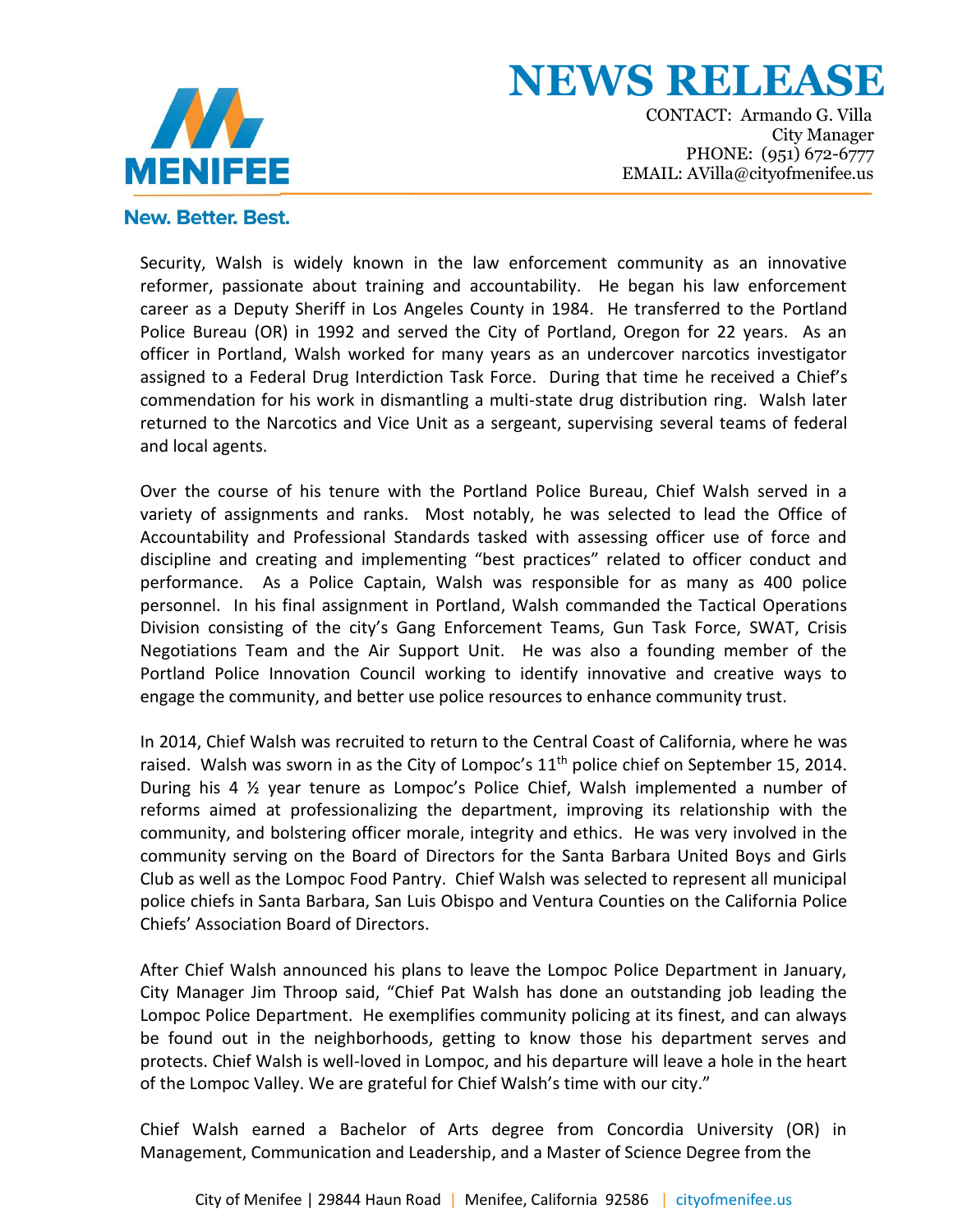Security, Walsh is widely known in the law enforcement community as an innovative reformer, passionate about training and accountability. He began his law enforcement career as a Deputy Sheriff in Los Angeles County in 1984. He transferred to the Portland Police Bureau (OR) in 1992 and served the City of Portland, Oregon for 22 years. As an officer in Portland, Walsh worked for many years as an undercover narcotics investigator assigned to a Federal Drug Interdiction Task Force. During that time he received a Chief's commendation for his work in dismantling a multi-state drug distribution ring. Walsh later returned to the Narcotics and Vice Unit as a sergeant, supervising several teams of federal and local agents.

Over the course of his tenure with the Portland Police Bureau, Chief Walsh served in a variety of assignments and ranks. Most notably, he was selected to lead the Office of Accountability and Professional Standards tasked with assessing officer use of force and discipline and creating and implementing "best practices" related to officer conduct and performance. As a Police Captain, Walsh was responsible for as many as 400 police personnel. In his final assignment in Portland, Walsh commanded the Tactical Operations Division consisting of the city's Gang Enforcement Teams, Gun Task Force, SWAT, Crisis Negotiations Team and the Air Support Unit. He was also a founding member of the Portland Police Innovation Council working to identify innovative and creative ways to engage the community, and better use police resources to enhance community trust.

In 2014, Chief Walsh was recruited to return to the Central Coast of California, where he was raised. Walsh was sworn in as the City of Lompoc's 11th police chief on September 15, 2014. During his 4 ½ year tenure as Lompoc's Police Chief, Walsh implemented a number of reforms aimed at professionalizing the department, improving its relationship with the community, and bolstering officer morale, integrity and ethics. He was very involved in the community serving on the Board of Directors for the Santa Barbara United Boys and Girls Club as well as the Lompoc Food Pantry. Chief Walsh was selected to represent all municipal police chiefs in Santa Barbara, San Luis Obispo and Ventura Counties on the California Police Chiefs' Association Board of Directors.

After Chief Walsh announced his plans to leave the Lompoc Police Department in January, City Manager Jim Throop said, "Chief Pat Walsh has done an outstanding job leading the Lompoc Police Department. He exemplifies community policing at its finest, and can always be found out in the neighborhoods, getting to know those his department serves and protects. Chief Walsh is well-loved in Lompoc, and his departure will leave a hole in the heart of the Lompoc Valley. We are grateful for Chief Walsh's time with our city."

Chief Walsh earned a Bachelor of Arts degree from Concordia University (OR) in Management, Communication and Leadership, and a Master of Science Degree from the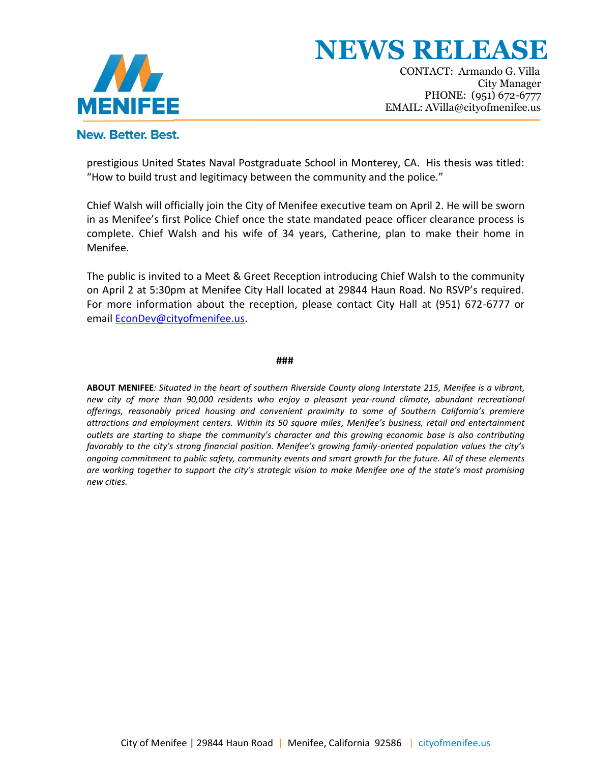prestigious United States Naval Postgraduate School in Monterey, CA. His thesis was titled: "How to build trust and legitimacy between the community and the police."

Chief Walsh will officially join the City of Menifee executive team on April 2. He will be sworn in as Menifee's first Police Chief once the state mandated peace officer clearance process is complete. Chief Walsh and his wife of 34 years, Catherine, plan to make their home in Menifee.

The public is invited to a Meet & Greet Reception introducing Chief Walsh to the community on April 2 at 5:30pm at Menifee City Hall located at 29844 Haun Road. No RSVP's required. For more information about the reception, please contact City Hall at (951) 672-6777 or email EconDev@cityofmenifee.us.

**###**

**ABOUT MENIFEE**: *Situated in the heart of southern Riverside County along Interstate 215, Menifee is a vibrant, new city of more than 90,000 residents who enjoy a pleasant year-round climate, abundant recreational offerings, reasonably priced housing and convenient proximity to some of Southern California's premiere attractions and employment centers. Within its 50 square miles, Menifee's business, retail and entertainment outlets are starting to shape the community's character and this growing economic base is also contributing favorably to the city's strong financial position. Menifee's growing family-oriented population values the city's ongoing commitment to public safety, community events and smart growth for the future. All of these elements are working together to support the city's strategic vision to make Menifee one of the state's most promising new cities.*